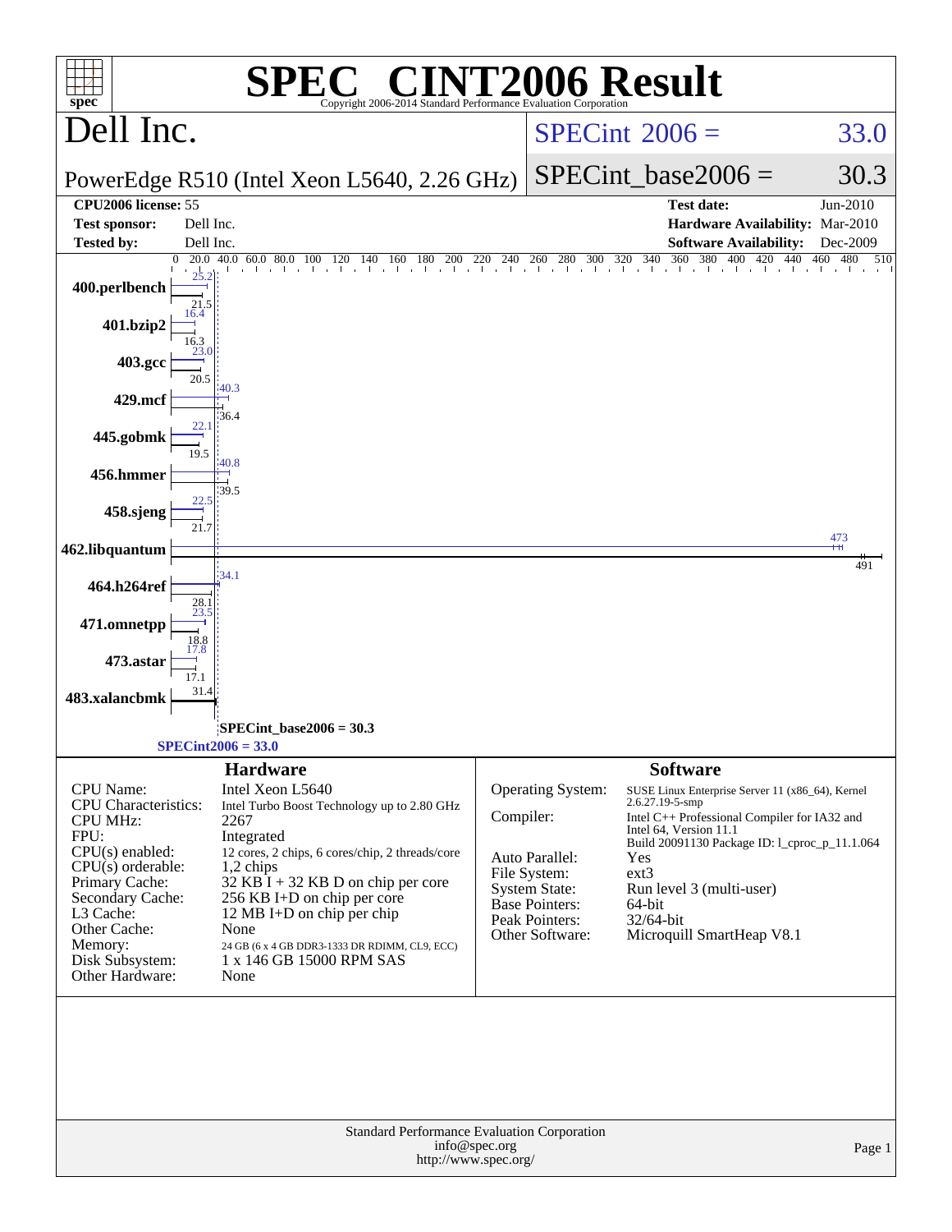# SPEC® CINT2006 Result

Copyright 2006-2014 Standard Performance Evaluation Corporation

## Dell Inc.

PowerEdge R510 (Intel Xeon L5640, 2.26 GHz)

SPECint®2006 = 33.0

SPECint_base2006 = 30.3

| | | | |
|---|---|---|---|
| **CPU2006 license:** | 55 | **Test date:** | Jun-2010 |
| **Test sponsor:** | Dell Inc. | **Hardware Availability:** | Mar-2010 |
| **Tested by:** | Dell Inc. | **Software Availability:** | Dec-2009 |

| Benchmark | Peak | Base |
|---|---|---|
| 400.perlbench | 25.2 | 21.5 |
| 401.bzip2 | 16.4 | 16.3 |
| 403.gcc | 23.0 | 20.5 |
| 429.mcf | 40.3 | 36.4 |
| 445.gobmk | 22.1 | 19.5 |
| 456.hmmer | 40.8 | 39.5 |
| 458.sjeng | 22.5 | 21.7 |
| 462.libquantum | 473 | 491 |
| 464.h264ref | 34.1 | 28.1 |
| 471.omnetpp | 23.5 | 18.8 |
| 473.astar | 17.8 | 17.1 |
| 483.xalancbmk | | 31.4 |

SPECint_base2006 = 30.3

SPECint2006 = 33.0

### Hardware

| | |
|---|---|
| CPU Name: | Intel Xeon L5640 |
| CPU Characteristics: | Intel Turbo Boost Technology up to 2.80 GHz |
| CPU MHz: | 2267 |
| FPU: | Integrated |
| CPU(s) enabled: | 12 cores, 2 chips, 6 cores/chip, 2 threads/core |
| CPU(s) orderable: | 1,2 chips |
| Primary Cache: | 32 KB I + 32 KB D on chip per core |
| Secondary Cache: | 256 KB I+D on chip per core |
| L3 Cache: | 12 MB I+D on chip per chip |
| Other Cache: | None |
| Memory: | 24 GB (6 x 4 GB DDR3-1333 DR RDIMM, CL9, ECC) |
| Disk Subsystem: | 1 x 146 GB 15000 RPM SAS |
| Other Hardware: | None |

### Software

| | |
|---|---|
| Operating System: | SUSE Linux Enterprise Server 11 (x86_64), Kernel 2.6.27.19-5-smp |
| Compiler: | Intel C++ Professional Compiler for IA32 and Intel 64, Version 11.1 Build 20091130 Package ID: l_cproc_p_11.1.064 |
| Auto Parallel: | Yes |
| File System: | ext3 |
| System State: | Run level 3 (multi-user) |
| Base Pointers: | 64-bit |
| Peak Pointers: | 32/64-bit |
| Other Software: | Microquill SmartHeap V8.1 |

Standard Performance Evaluation Corporation
info@spec.org
http://www.spec.org/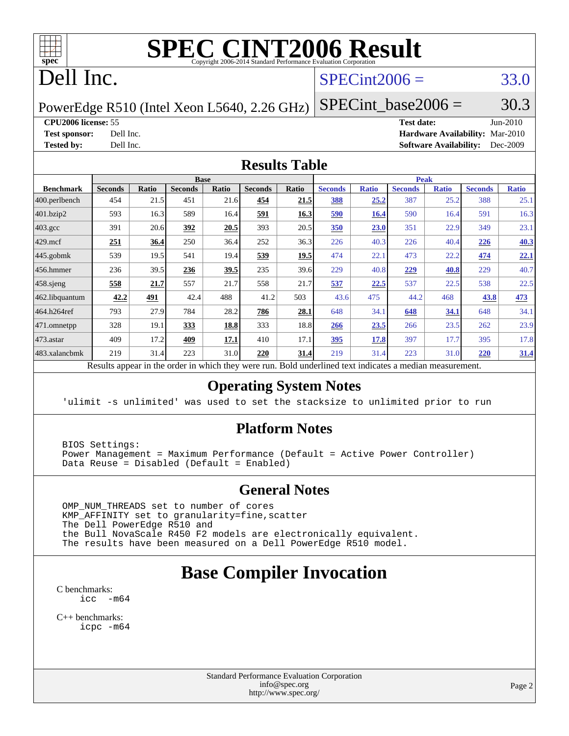# SPEC CINT2006 Result

Copyright 2006-2014 Standard Performance Evaluation Corporation

# Dell Inc.

PowerEdge R510 (Intel Xeon L5640, 2.26 GHz)

SPECint2006 = 33.0

SPECint_base2006 = 30.3

**CPU2006 license:** 55
**Test sponsor:** Dell Inc.
**Tested by:** Dell Inc.

**Test date:** Jun-2010
**Hardware Availability:** Mar-2010
**Software Availability:** Dec-2009

## Results Table

| Benchmark | Base | | | | | | Peak | | | | | |
|---|---|---|---|---|---|---|---|---|---|---|---|---|
| | Seconds | Ratio | Seconds | Ratio | Seconds | Ratio | Seconds | Ratio | Seconds | Ratio | Seconds | Ratio |
| 400.perlbench | 454 | 21.5 | 451 | 21.6 | **454** | **21.5** | **388** | **25.2** | 387 | 25.2 | 388 | 25.1 |
| 401.bzip2 | 593 | 16.3 | 589 | 16.4 | **591** | **16.3** | **590** | **16.4** | 590 | 16.4 | 591 | 16.3 |
| 403.gcc | 391 | 20.6 | **392** | **20.5** | 393 | 20.5 | **350** | **23.0** | 351 | 22.9 | 349 | 23.1 |
| 429.mcf | **251** | **36.4** | 250 | 36.4 | 252 | 36.3 | 226 | 40.3 | 226 | 40.4 | **226** | **40.3** |
| 445.gobmk | 539 | 19.5 | 541 | 19.4 | **539** | **19.5** | 474 | 22.1 | 473 | 22.2 | **474** | **22.1** |
| 456.hmmer | 236 | 39.5 | **236** | **39.5** | 235 | 39.6 | 229 | 40.8 | **229** | **40.8** | 229 | 40.7 |
| 458.sjeng | **558** | **21.7** | 557 | 21.7 | 558 | 21.7 | **537** | **22.5** | 537 | 22.5 | 538 | 22.5 |
| 462.libquantum | **42.2** | **491** | 42.4 | 488 | 41.2 | 503 | 43.6 | 475 | 44.2 | 468 | **43.8** | **473** |
| 464.h264ref | 793 | 27.9 | 784 | 28.2 | **786** | **28.1** | 648 | 34.1 | **648** | **34.1** | 648 | 34.1 |
| 471.omnetpp | 328 | 19.1 | **333** | **18.8** | 333 | 18.8 | **266** | **23.5** | 266 | 23.5 | 262 | 23.9 |
| 473.astar | 409 | 17.2 | **409** | **17.1** | 410 | 17.1 | **395** | **17.8** | 397 | 17.7 | 395 | 17.8 |
| 483.xalancbmk | 219 | 31.4 | 223 | 31.0 | **220** | **31.4** | 219 | 31.4 | 223 | 31.0 | **220** | **31.4** |

Results appear in the order in which they were run. Bold underlined text indicates a median measurement.

## Operating System Notes

```
'ulimit -s unlimited' was used to set the stacksize to unlimited prior to run
```

## Platform Notes

```
BIOS Settings:
Power Management = Maximum Performance (Default = Active Power Controller)
Data Reuse = Disabled (Default = Enabled)
```

## General Notes

```
OMP_NUM_THREADS set to number of cores
KMP_AFFINITY set to granularity=fine,scatter
The Dell PowerEdge R510 and
the Bull NovaScale R450 F2 models are electronically equivalent.
The results have been measured on a Dell PowerEdge R510 model.
```

# Base Compiler Invocation

C benchmarks:

```
icc  -m64
```

C++ benchmarks:

```
icpc -m64
```

Standard Performance Evaluation Corporation
info@spec.org
http://www.spec.org/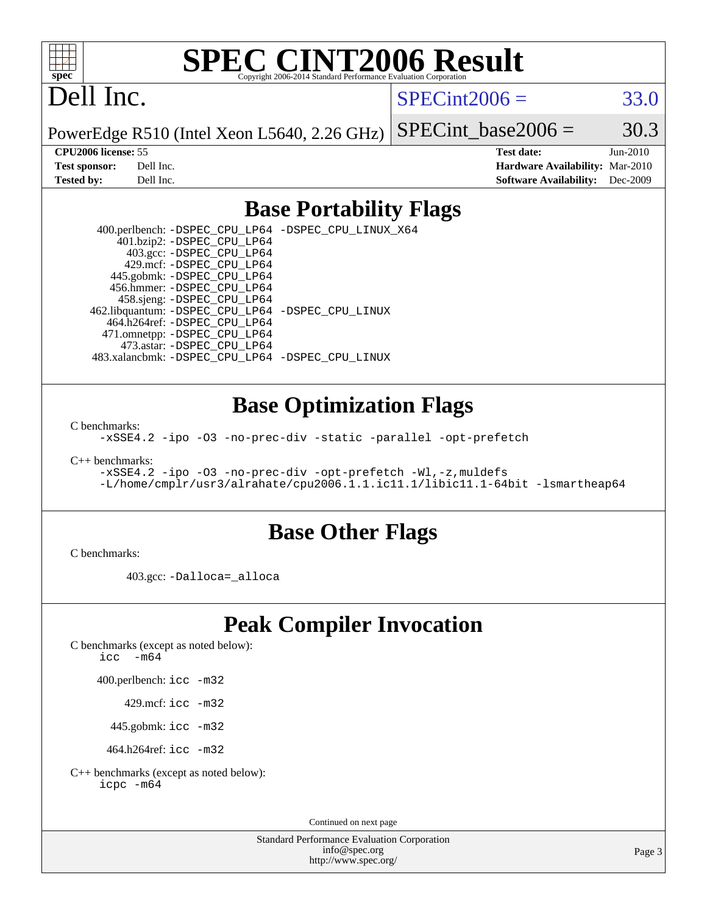# SPEC CINT2006 Result

Copyright 2006-2014 Standard Performance Evaluation Corporation

# Dell Inc.

PowerEdge R510 (Intel Xeon L5640, 2.26 GHz)

SPECint2006 = 33.0

SPECint_base2006 = 30.3

**CPU2006 license:** 55
**Test sponsor:** Dell Inc.
**Tested by:** Dell Inc.

**Test date:** Jun-2010
**Hardware Availability:** Mar-2010
**Software Availability:** Dec-2009

## Base Portability Flags

400.perlbench: `-DSPEC_CPU_LP64 -DSPEC_CPU_LINUX_X64`
401.bzip2: `-DSPEC_CPU_LP64`
403.gcc: `-DSPEC_CPU_LP64`
429.mcf: `-DSPEC_CPU_LP64`
445.gobmk: `-DSPEC_CPU_LP64`
456.hmmer: `-DSPEC_CPU_LP64`
458.sjeng: `-DSPEC_CPU_LP64`
462.libquantum: `-DSPEC_CPU_LP64 -DSPEC_CPU_LINUX`
464.h264ref: `-DSPEC_CPU_LP64`
471.omnetpp: `-DSPEC_CPU_LP64`
473.astar: `-DSPEC_CPU_LP64`
483.xalancbmk: `-DSPEC_CPU_LP64 -DSPEC_CPU_LINUX`

## Base Optimization Flags

C benchmarks:
`-xSSE4.2 -ipo -O3 -no-prec-div -static -parallel -opt-prefetch`

C++ benchmarks:
`-xSSE4.2 -ipo -O3 -no-prec-div -opt-prefetch -Wl,-z,muldefs -L/home/cmplr/usr3/alrahate/cpu2006.1.1.ic11.1/libic11.1-64bit -lsmartheap64`

## Base Other Flags

C benchmarks:

403.gcc: `-Dalloca=_alloca`

## Peak Compiler Invocation

C benchmarks (except as noted below):
`icc -m64`

400.perlbench: `icc -m32`

429.mcf: `icc -m32`

445.gobmk: `icc -m32`

464.h264ref: `icc -m32`

C++ benchmarks (except as noted below):
`icpc -m64`

Continued on next page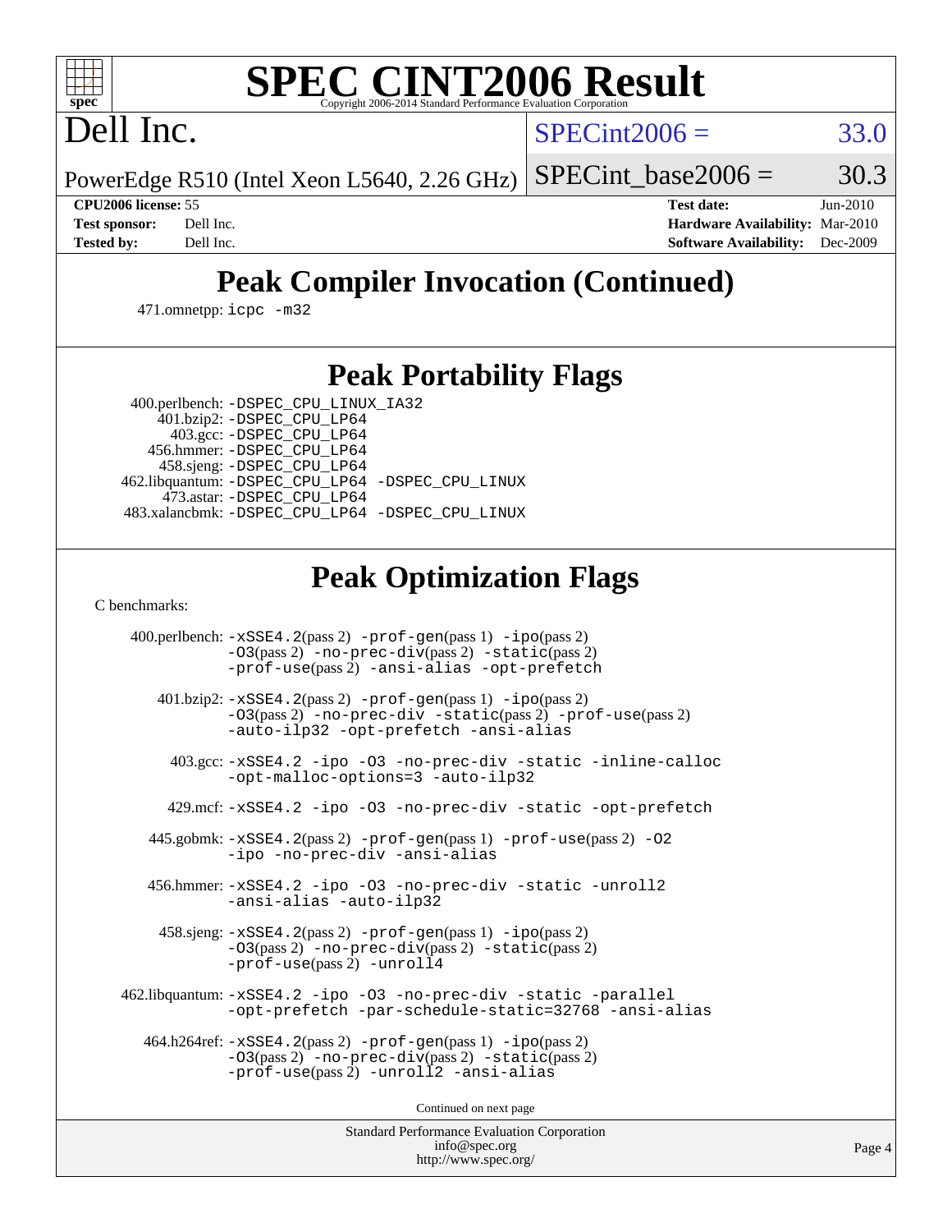# SPEC CINT2006 Result

Dell Inc.

PowerEdge R510 (Intel Xeon L5640, 2.26 GHz)

SPECint2006 = 33.0

SPECint_base2006 = 30.3

**CPU2006 license:** 55
**Test sponsor:** Dell Inc.
**Tested by:** Dell Inc.

**Test date:** Jun-2010
**Hardware Availability:** Mar-2010
**Software Availability:** Dec-2009

## Peak Compiler Invocation (Continued)

471.omnetpp: icpc -m32

## Peak Portability Flags

400.perlbench: -DSPEC_CPU_LINUX_IA32
401.bzip2: -DSPEC_CPU_LP64
403.gcc: -DSPEC_CPU_LP64
456.hmmer: -DSPEC_CPU_LP64
458.sjeng: -DSPEC_CPU_LP64
462.libquantum: -DSPEC_CPU_LP64 -DSPEC_CPU_LINUX
473.astar: -DSPEC_CPU_LP64
483.xalancbmk: -DSPEC_CPU_LP64 -DSPEC_CPU_LINUX

## Peak Optimization Flags

C benchmarks:

400.perlbench: -xSSE4.2(pass 2) -prof-gen(pass 1) -ipo(pass 2) -O3(pass 2) -no-prec-div(pass 2) -static(pass 2) -prof-use(pass 2) -ansi-alias -opt-prefetch

401.bzip2: -xSSE4.2(pass 2) -prof-gen(pass 1) -ipo(pass 2) -O3(pass 2) -no-prec-div -static(pass 2) -prof-use(pass 2) -auto-ilp32 -opt-prefetch -ansi-alias

403.gcc: -xSSE4.2 -ipo -O3 -no-prec-div -static -inline-calloc -opt-malloc-options=3 -auto-ilp32

429.mcf: -xSSE4.2 -ipo -O3 -no-prec-div -static -opt-prefetch

445.gobmk: -xSSE4.2(pass 2) -prof-gen(pass 1) -prof-use(pass 2) -O2 -ipo -no-prec-div -ansi-alias

456.hmmer: -xSSE4.2 -ipo -O3 -no-prec-div -static -unroll2 -ansi-alias -auto-ilp32

458.sjeng: -xSSE4.2(pass 2) -prof-gen(pass 1) -ipo(pass 2) -O3(pass 2) -no-prec-div(pass 2) -static(pass 2) -prof-use(pass 2) -unroll4

462.libquantum: -xSSE4.2 -ipo -O3 -no-prec-div -static -parallel -opt-prefetch -par-schedule-static=32768 -ansi-alias

464.h264ref: -xSSE4.2(pass 2) -prof-gen(pass 1) -ipo(pass 2) -O3(pass 2) -no-prec-div(pass 2) -static(pass 2) -prof-use(pass 2) -unroll2 -ansi-alias

Continued on next page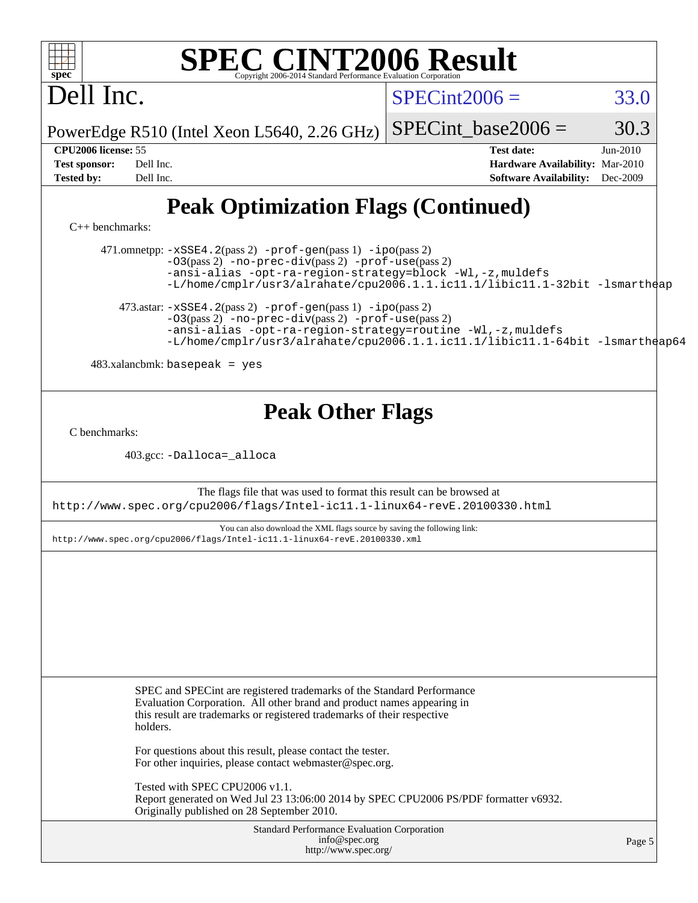# Peak Optimization Flags (Continued)

C++ benchmarks:

471.omnetpp: -xSSE4.2(pass 2) -prof-gen(pass 1) -ipo(pass 2) -O3(pass 2) -no-prec-div(pass 2) -prof-use(pass 2) -ansi-alias -opt-ra-region-strategy=block -Wl,-z,muldefs -L/home/cmplr/usr3/alrahate/cpu2006.1.1.ic11.1/libic11.1-32bit -lsmartheap

473.astar: -xSSE4.2(pass 2) -prof-gen(pass 1) -ipo(pass 2) -O3(pass 2) -no-prec-div(pass 2) -prof-use(pass 2) -ansi-alias -opt-ra-region-strategy=routine -Wl,-z,muldefs -L/home/cmplr/usr3/alrahate/cpu2006.1.1.ic11.1/libic11.1-64bit -lsmartheap64

483.xalancbmk: basepeak = yes

# Peak Other Flags

C benchmarks:

403.gcc: -Dalloca=_alloca

The flags file that was used to format this result can be browsed at
http://www.spec.org/cpu2006/flags/Intel-ic11.1-linux64-revE.20100330.html

You can also download the XML flags source by saving the following link:
http://www.spec.org/cpu2006/flags/Intel-ic11.1-linux64-revE.20100330.xml

SPEC and SPECint are registered trademarks of the Standard Performance Evaluation Corporation. All other brand and product names appearing in this result are trademarks or registered trademarks of their respective holders.

For questions about this result, please contact the tester.
For other inquiries, please contact webmaster@spec.org.

Tested with SPEC CPU2006 v1.1.
Report generated on Wed Jul 23 13:06:00 2014 by SPEC CPU2006 PS/PDF formatter v6932.
Originally published on 28 September 2010.